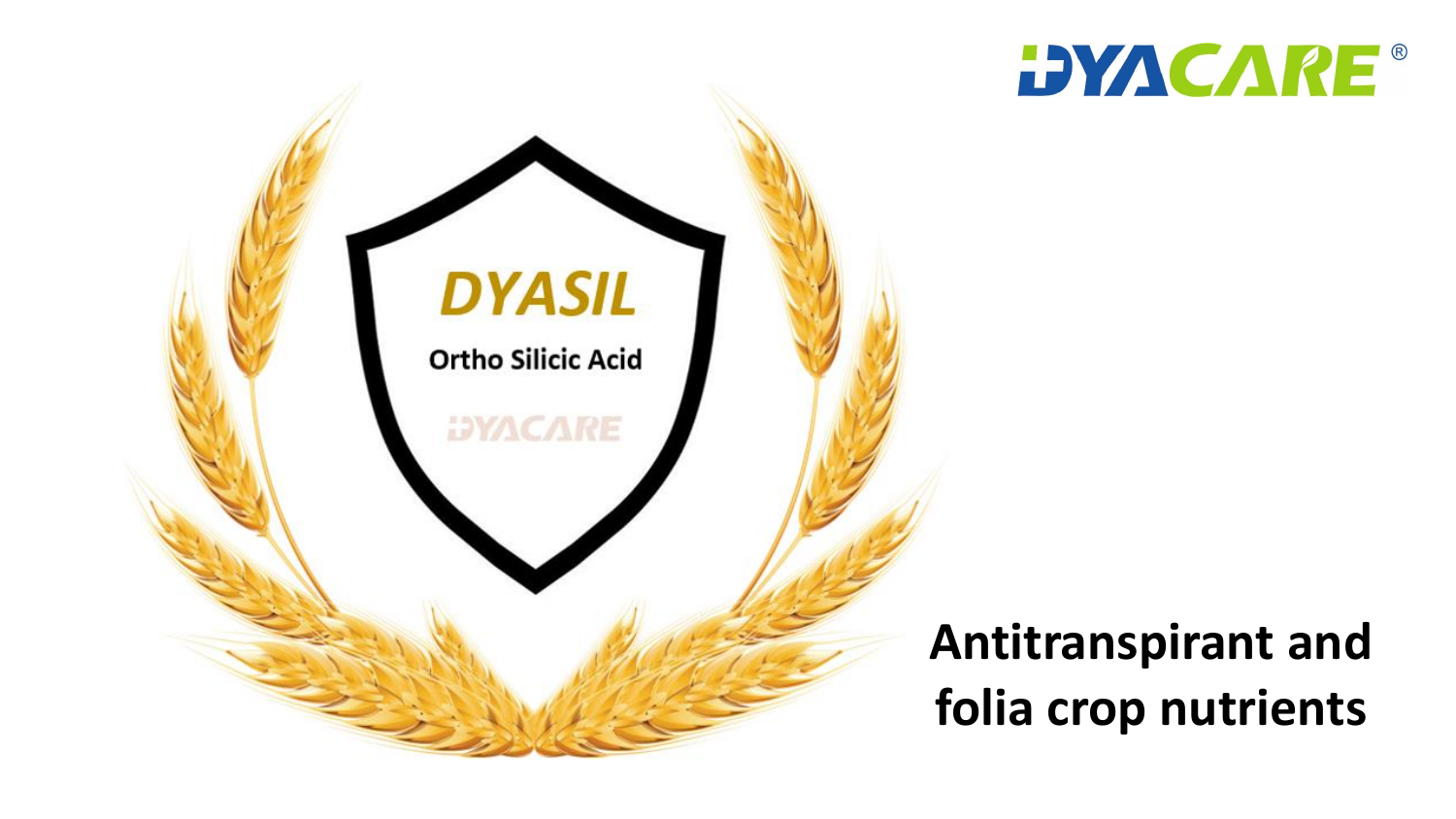DYACARE®

# DYASIL

**Ortho Silicic Acid**

DYACARE

## Antitranspirant and folia crop nutrients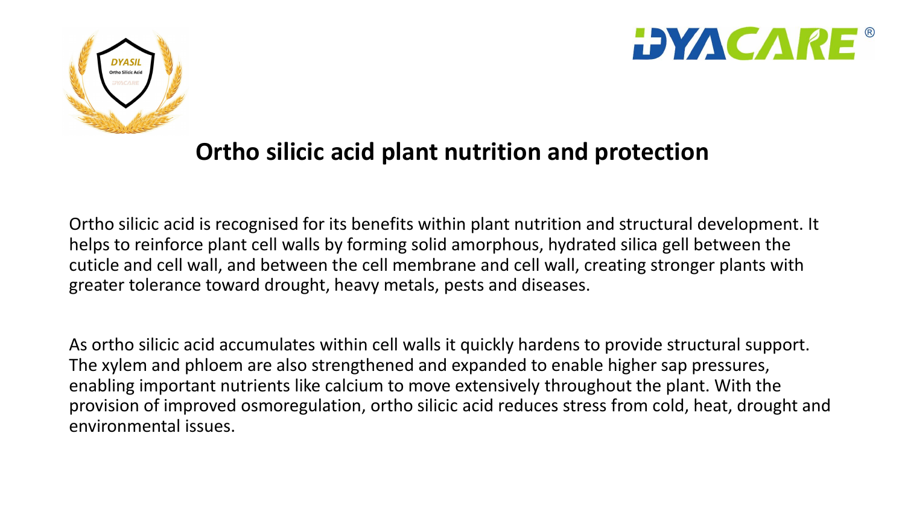# Ortho silicic acid plant nutrition and protection

Ortho silicic acid is recognised for its benefits within plant nutrition and structural development. It helps to reinforce plant cell walls by forming solid amorphous, hydrated silica gell between the cuticle and cell wall, and between the cell membrane and cell wall, creating stronger plants with greater tolerance toward drought, heavy metals, pests and diseases.

As ortho silicic acid accumulates within cell walls it quickly hardens to provide structural support. The xylem and phloem are also strengthened and expanded to enable higher sap pressures, enabling important nutrients like calcium to move extensively throughout the plant. With the provision of improved osmoregulation, ortho silicic acid reduces stress from cold, heat, drought and environmental issues.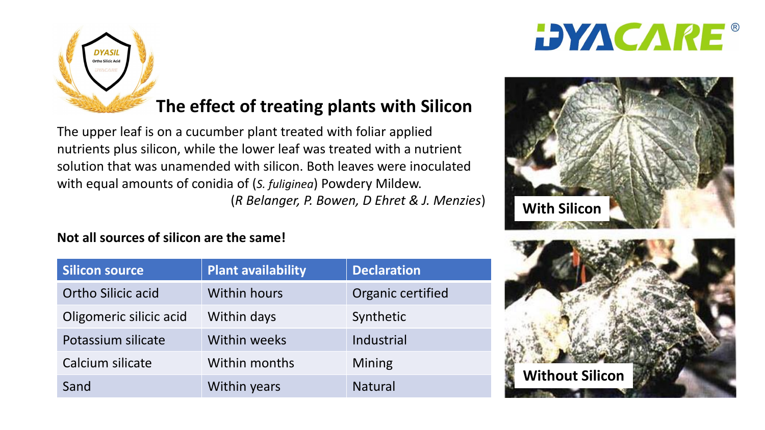## The effect of treating plants with Silicon

The upper leaf is on a cucumber plant treated with foliar applied nutrients plus silicon, while the lower leaf was treated with a nutrient solution that was unamended with silicon. Both leaves were inoculated with equal amounts of conidia of (*S. fuliginea*) Powdery Mildew.

(*R Belanger, P. Bowen, D Ehret & J. Menzies*)

**Not all sources of silicon are the same!**

| Silicon source | Plant availability | Declaration |
|---|---|---|
| Ortho Silicic acid | Within hours | Organic certified |
| Oligomeric silicic acid | Within days | Synthetic |
| Potassium silicate | Within weeks | Industrial |
| Calcium silicate | Within months | Mining |
| Sand | Within years | Natural |

With Silicon

Without Silicon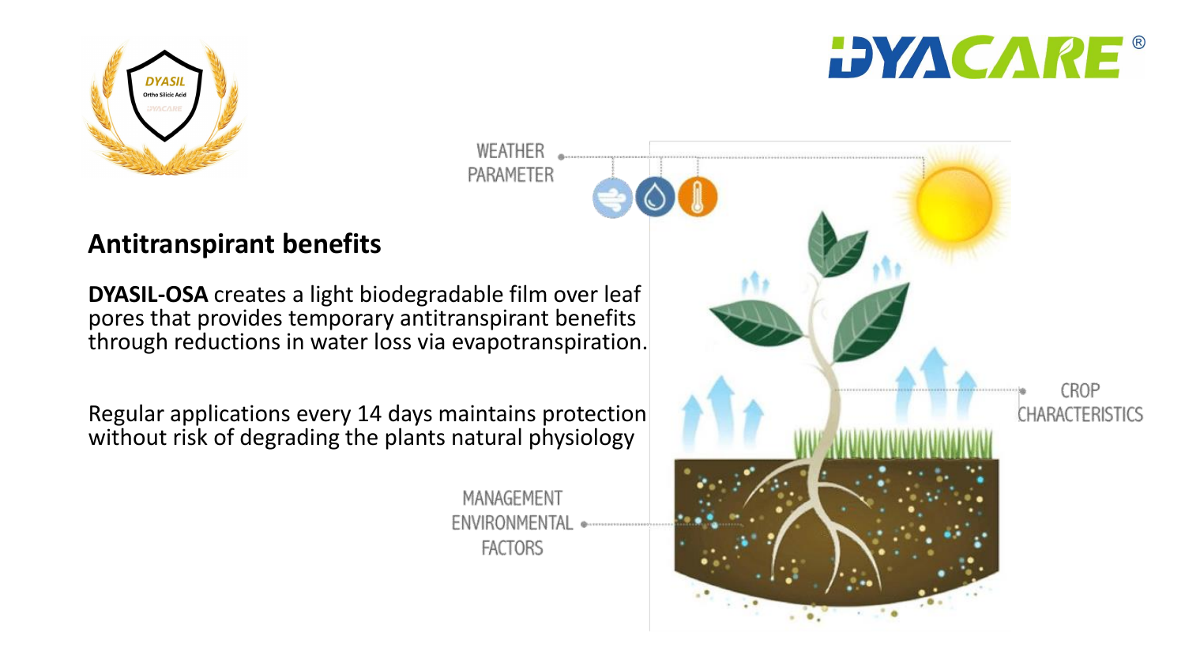## Antitranspirant benefits

**DYASIL-OSA** creates a light biodegradable film over leaf pores that provides temporary antitranspirant benefits through reductions in water loss via evapotranspiration.

Regular applications every 14 days maintains protection without risk of degrading the plants natural physiology

WEATHER PARAMETER

CROP CHARACTERISTICS

MANAGEMENT ENVIRONMENTAL FACTORS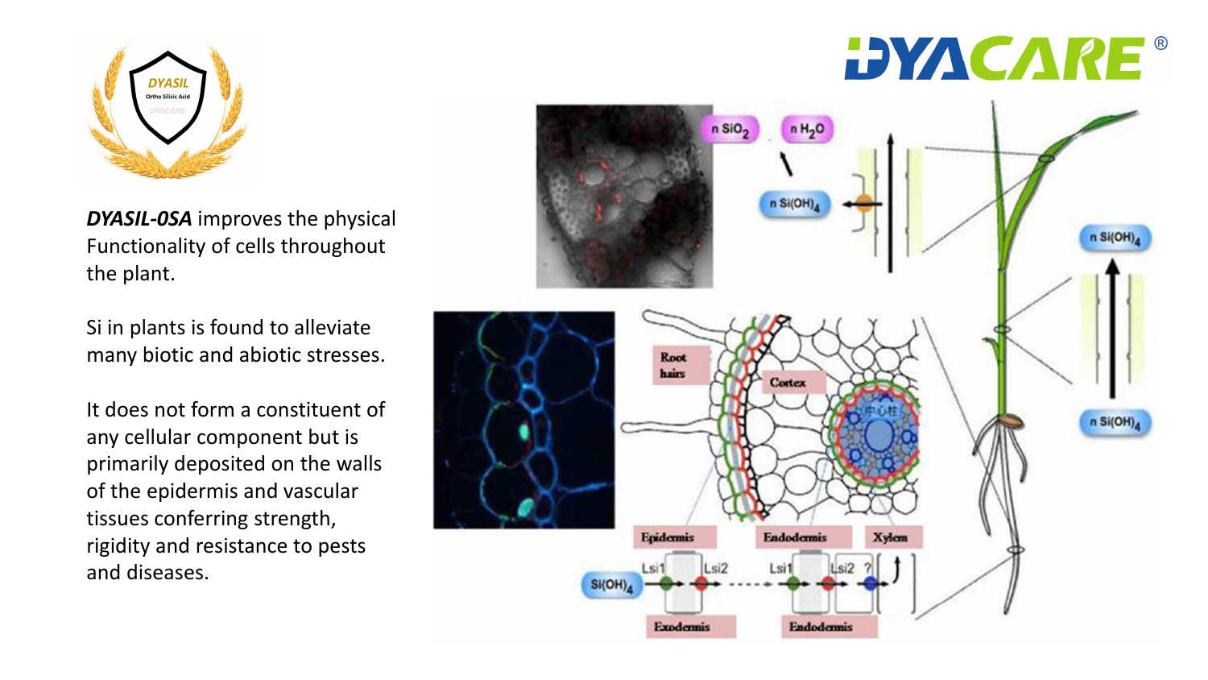***DYASIL-0SA*** improves the physical Functionality of cells throughout the plant.

Si in plants is found to alleviate many biotic and abiotic stresses.

It does not form a constituent of any cellular component but is primarily deposited on the walls of the epidermis and vascular tissues conferring strength, rigidity and resistance to pests and diseases.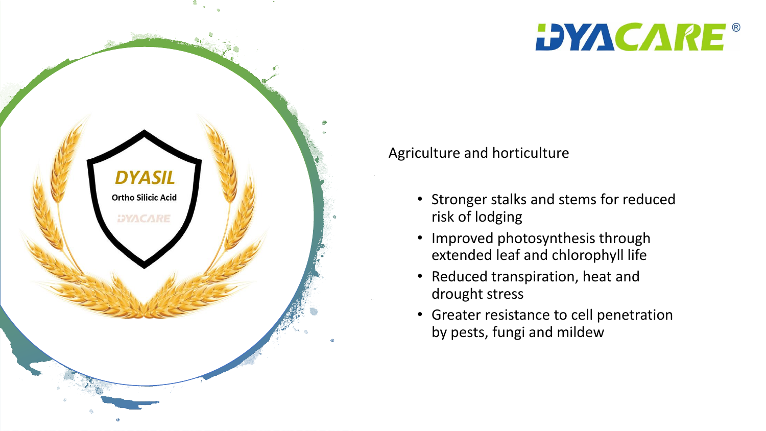Agriculture and horticulture

- Stronger stalks and stems for reduced risk of lodging
- Improved photosynthesis through extended leaf and chlorophyll life
- Reduced transpiration, heat and drought stress
- Greater resistance to cell penetration by pests, fungi and mildew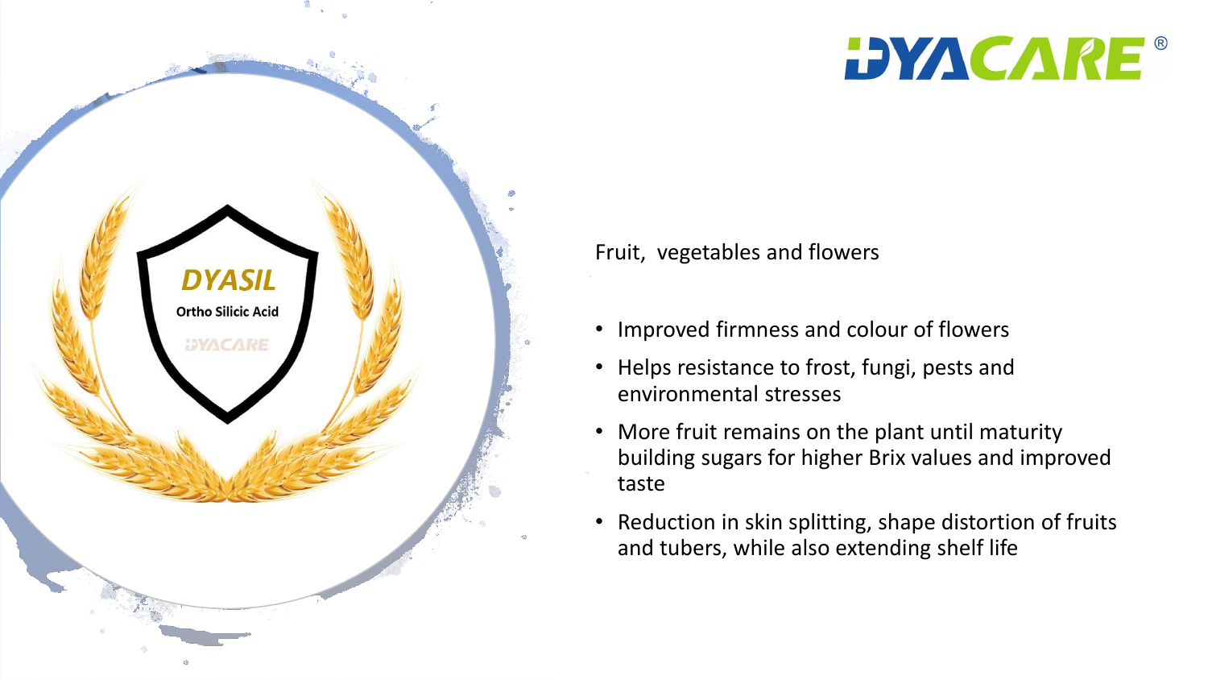Fruit, vegetables and flowers

- Improved firmness and colour of flowers
- Helps resistance to frost, fungi, pests and environmental stresses
- More fruit remains on the plant until maturity building sugars for higher Brix values and improved taste
- Reduction in skin splitting, shape distortion of fruits and tubers, while also extending shelf life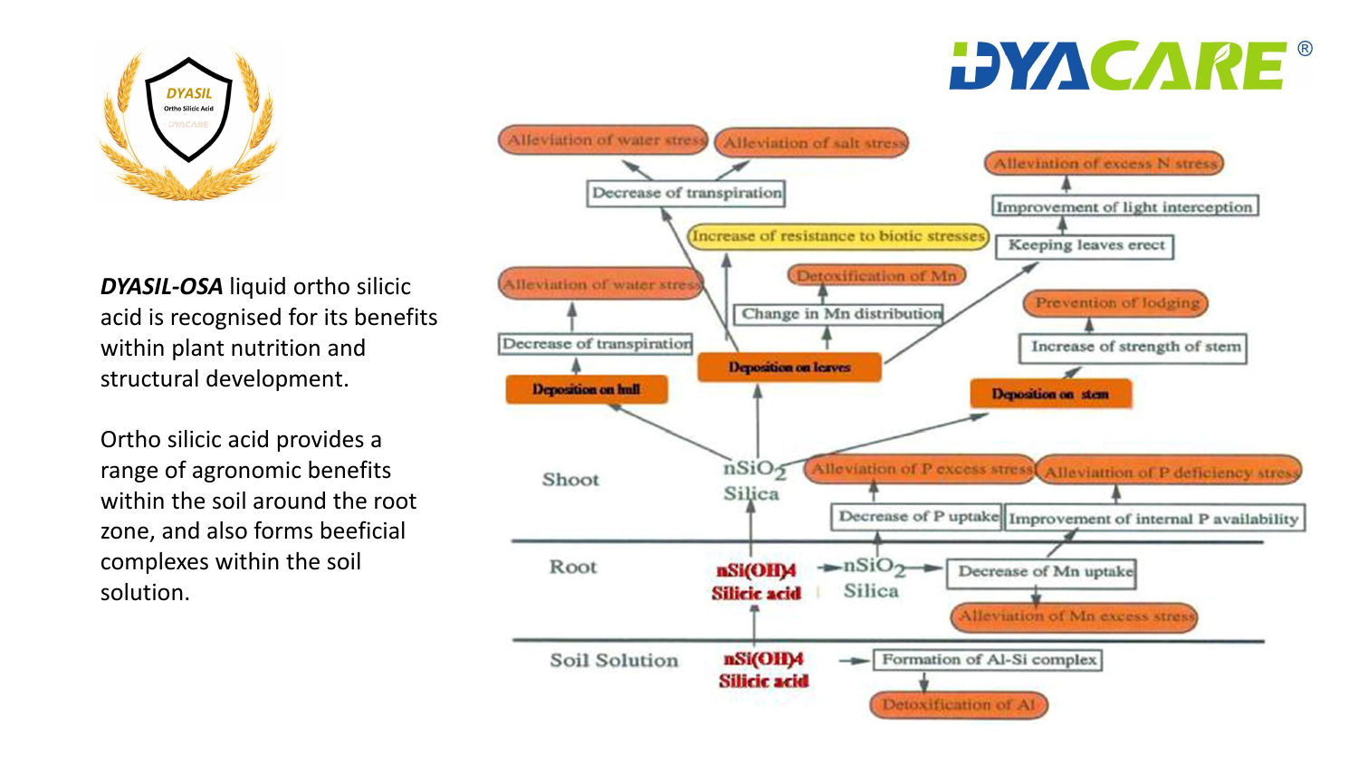***DYASIL-OSA*** liquid ortho silicic acid is recognised for its benefits within plant nutrition and structural development.

Ortho silicic acid provides a range of agronomic benefits within the soil around the root zone, and also forms beeficial complexes within the soil solution.

**Shoot**

- $nSiO_2$ Silica
  - Deposition on hull → Decrease of transpiration → Alleviation of water stress
  - Deposition on leaves
    - → Decrease of transpiration → Alleviation of water stress; Alleviation of salt stress
    - → Increase of resistance to biotic stresses
    - → Change in Mn distribution → Detoxification of Mn
    - → Keeping leaves erect → Improvement of light interception → Alleviation of excess N stress
  - Deposition on stem → Increase of strength of stem → Prevention of lodging

**Root**

- $nSi(OH)_4$ Silicic acid → $nSiO_2$ Silica
  - → Decrease of P uptake → Alleviation of P excess stress
  - → Improvement of internal P availability → Alleviation of P deficiency stress
  - → Decrease of Mn uptake → Alleviation of Mn excess stress

**Soil Solution**

- $nSi(OH)_4$ Silicic acid → Formation of Al-Si complex → Detoxification of Al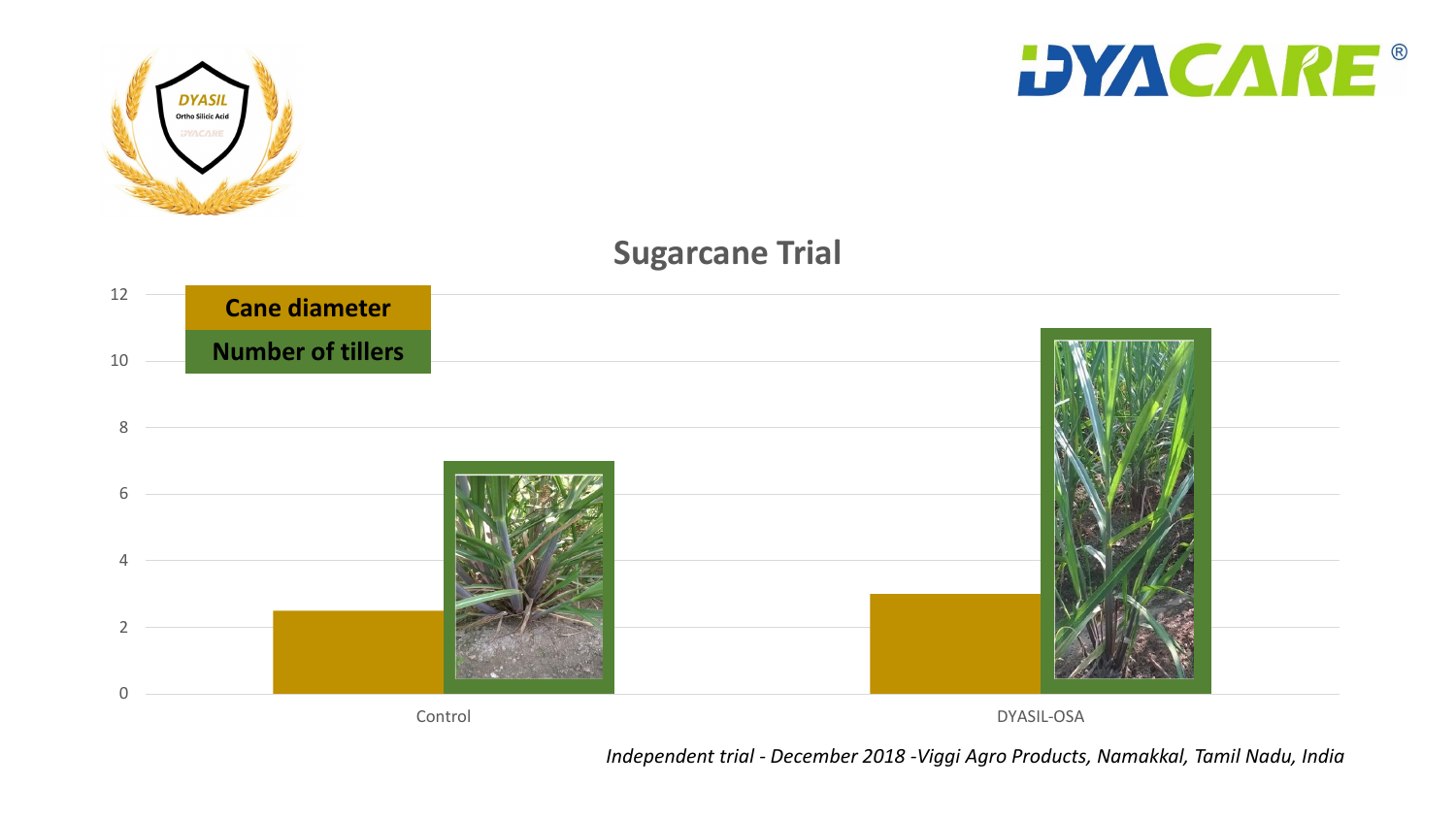# Sugarcane Trial

Cane diameter

Number of tillers

| | Cane diameter | Number of tillers |
|---|---|---|
| Control | 2.5 | 7 |
| DYASIL-OSA | 3 | 11 |

*Independent trial - December 2018 -Viggi Agro Products, Namakkal, Tamil Nadu, India*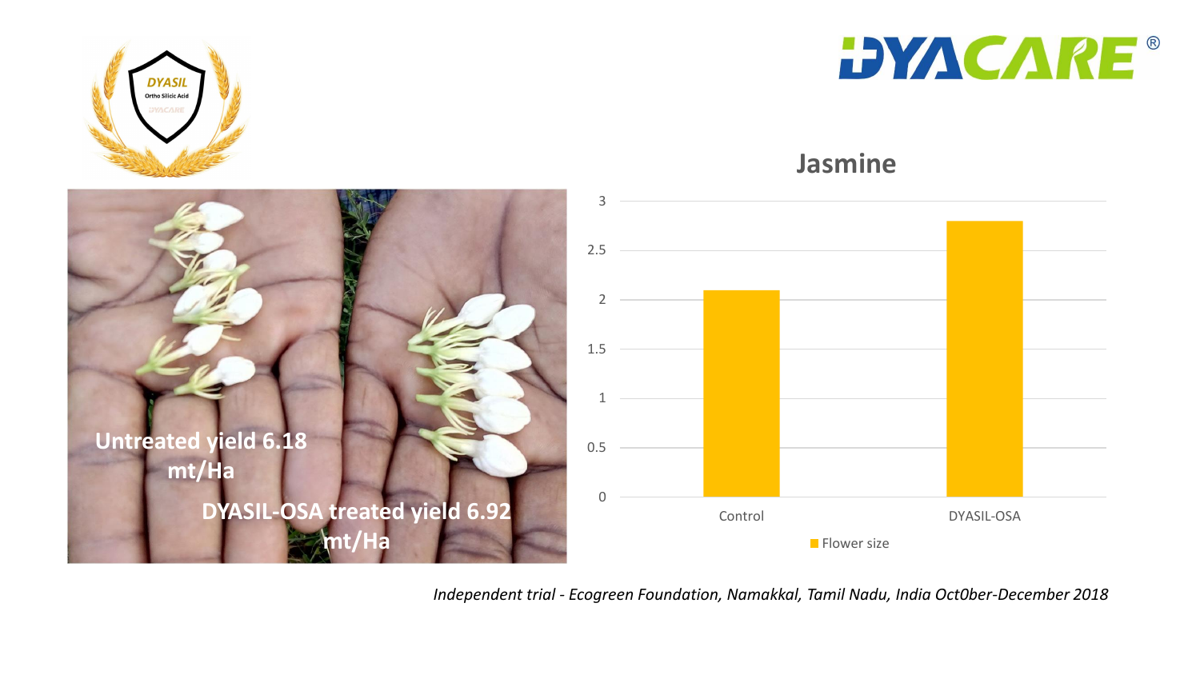DYASIL Ortho Silicic Acid DYACARE

DYACARE®

## Jasmine

Untreated yield 6.18 mt/Ha

DYASIL-OSA treated yield 6.92 mt/Ha

| | Flower size |
|---|---|
| Control | 2.1 |
| DYASIL-OSA | 2.8 |

*Independent trial - Ecogreen Foundation, Namakkal, Tamil Nadu, India Oct0ber-December 2018*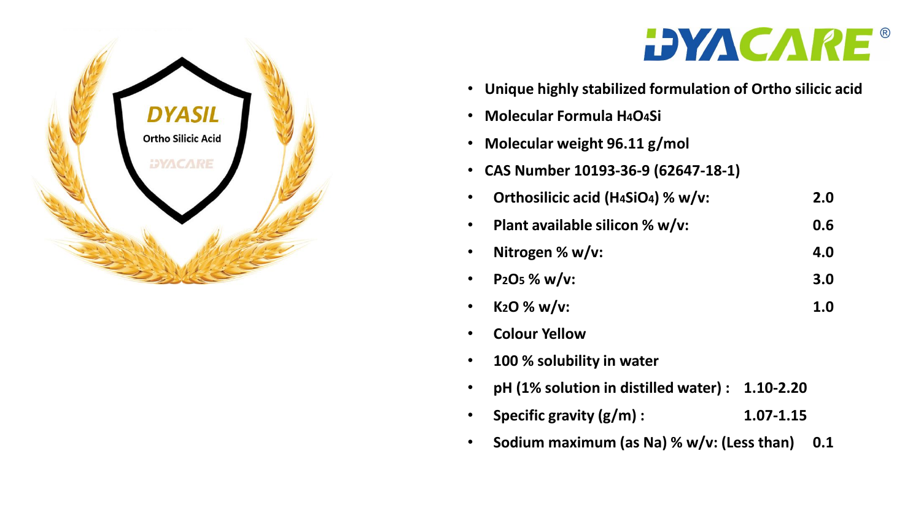DYASIL

Ortho Silicic Acid

DYACARE

DYACARE®

- Unique highly stabilized formulation of Ortho silicic acid
- Molecular Formula $H_4O_4Si$
- Molecular weight 96.11 g/mol
- CAS Number 10193-36-9 (62647-18-1)
- Orthosilicic acid ($H_4SiO_4$) % w/v: 2.0
- Plant available silicon % w/v: 0.6
- Nitrogen % w/v: 4.0
- $P_2O_5$ % w/v: 3.0
- $K_2O$ % w/v: 1.0
- Colour Yellow
- 100 % solubility in water
- pH (1% solution in distilled water) : 1.10-2.20
- Specific gravity (g/m) : 1.07-1.15
- Sodium maximum (as Na) % w/v: (Less than) 0.1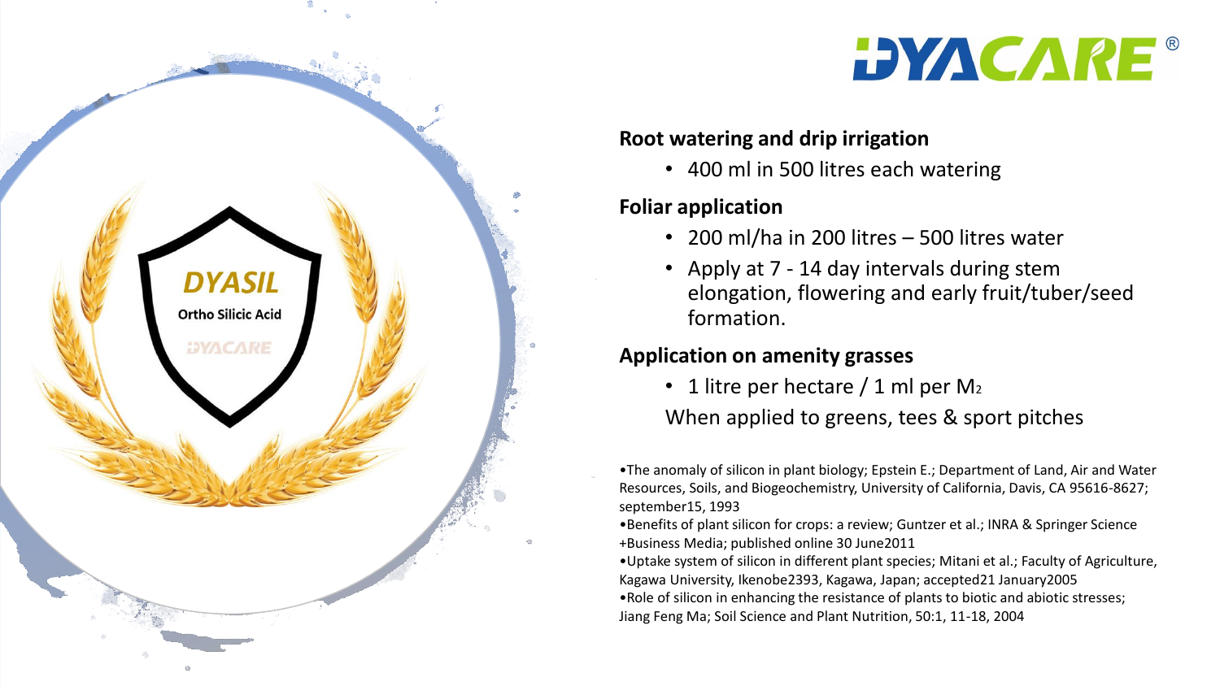DYACARE®

DYASIL

Ortho Silicic Acid

DYACARE

### Root watering and drip irrigation

- 400 ml in 500 litres each watering

### Foliar application

- 200 ml/ha in 200 litres – 500 litres water
- Apply at 7 - 14 day intervals during stem elongation, flowering and early fruit/tuber/seed formation.

### Application on amenity grasses

- 1 litre per hectare / 1 ml per $M_2$

When applied to greens, tees & sport pitches

- The anomaly of silicon in plant biology; Epstein E.; Department of Land, Air and Water Resources, Soils, and Biogeochemistry, University of California, Davis, CA 95616-8627; september15, 1993
- Benefits of plant silicon for crops: a review; Guntzer et al.; INRA & Springer Science +Business Media; published online 30 June2011
- Uptake system of silicon in different plant species; Mitani et al.; Faculty of Agriculture, Kagawa University, Ikenobe2393, Kagawa, Japan; accepted21 January2005
- Role of silicon in enhancing the resistance of plants to biotic and abiotic stresses; Jiang Feng Ma; Soil Science and Plant Nutrition, 50:1, 11-18, 2004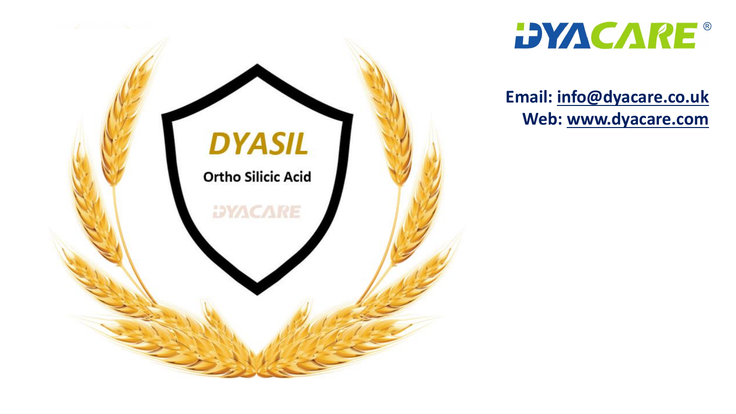DYASIL

Ortho Silicic Acid

DYACARE

DYACARE®

**Email: info@dyacare.co.uk**
**Web: www.dyacare.com**